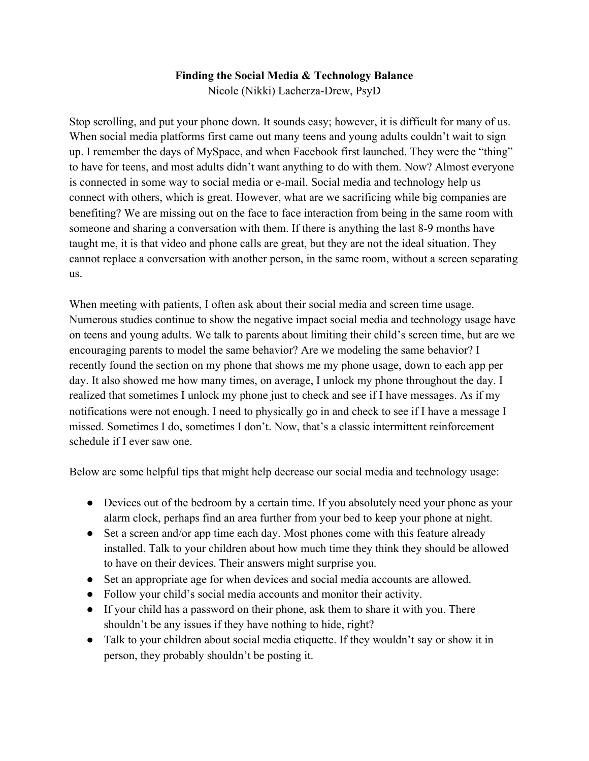# Finding the Social Media & Technology Balance

Nicole (Nikki) Lacherza-Drew, PsyD

Stop scrolling, and put your phone down. It sounds easy; however, it is difficult for many of us. When social media platforms first came out many teens and young adults couldn't wait to sign up. I remember the days of MySpace, and when Facebook first launched. They were the "thing" to have for teens, and most adults didn't want anything to do with them. Now? Almost everyone is connected in some way to social media or e-mail. Social media and technology help us connect with others, which is great. However, what are we sacrificing while big companies are benefiting? We are missing out on the face to face interaction from being in the same room with someone and sharing a conversation with them. If there is anything the last 8-9 months have taught me, it is that video and phone calls are great, but they are not the ideal situation. They cannot replace a conversation with another person, in the same room, without a screen separating us.

When meeting with patients, I often ask about their social media and screen time usage. Numerous studies continue to show the negative impact social media and technology usage have on teens and young adults. We talk to parents about limiting their child's screen time, but are we encouraging parents to model the same behavior? Are we modeling the same behavior? I recently found the section on my phone that shows me my phone usage, down to each app per day. It also showed me how many times, on average, I unlock my phone throughout the day. I realized that sometimes I unlock my phone just to check and see if I have messages. As if my notifications were not enough. I need to physically go in and check to see if I have a message I missed. Sometimes I do, sometimes I don't. Now, that's a classic intermittent reinforcement schedule if I ever saw one.

Below are some helpful tips that might help decrease our social media and technology usage:

- Devices out of the bedroom by a certain time. If you absolutely need your phone as your alarm clock, perhaps find an area further from your bed to keep your phone at night.
- Set a screen and/or app time each day. Most phones come with this feature already installed. Talk to your children about how much time they think they should be allowed to have on their devices. Their answers might surprise you.
- Set an appropriate age for when devices and social media accounts are allowed.
- Follow your child's social media accounts and monitor their activity.
- If your child has a password on their phone, ask them to share it with you. There shouldn't be any issues if they have nothing to hide, right?
- Talk to your children about social media etiquette. If they wouldn't say or show it in person, they probably shouldn't be posting it.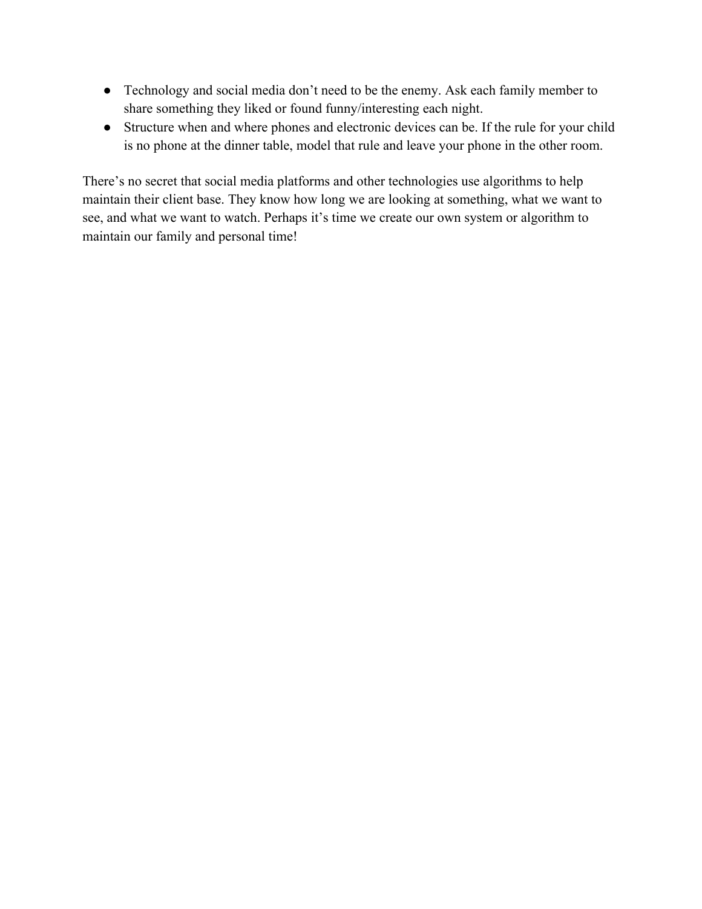- Technology and social media don't need to be the enemy. Ask each family member to share something they liked or found funny/interesting each night.
- Structure when and where phones and electronic devices can be. If the rule for your child is no phone at the dinner table, model that rule and leave your phone in the other room.

There's no secret that social media platforms and other technologies use algorithms to help maintain their client base. They know how long we are looking at something, what we want to see, and what we want to watch. Perhaps it's time we create our own system or algorithm to maintain our family and personal time!